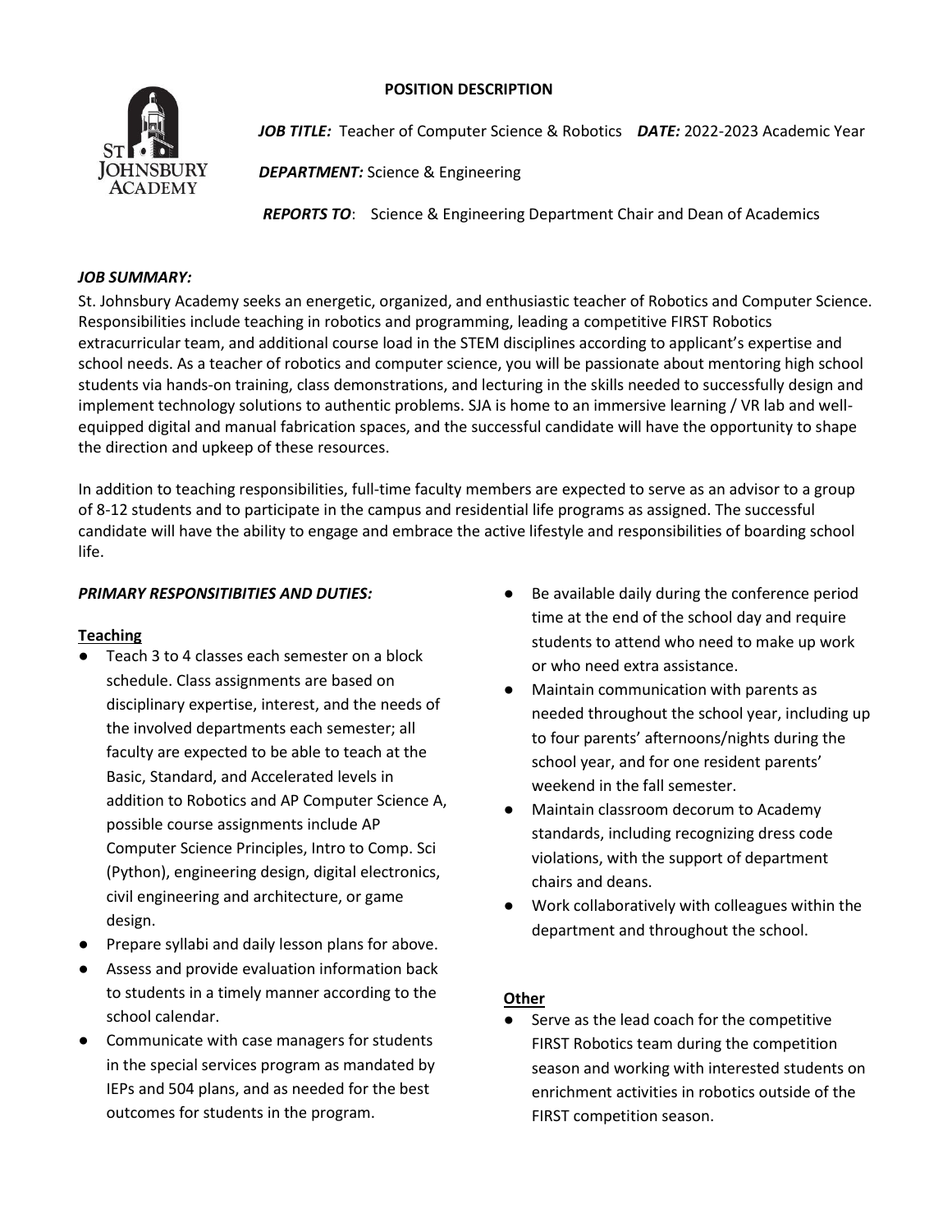# POSITION DESCRIPTION

***JOB TITLE:*** Teacher of Computer Science & Robotics ***DATE:*** 2022-2023 Academic Year

***DEPARTMENT:*** Science & Engineering

***REPORTS TO***: Science & Engineering Department Chair and Dean of Academics

## *JOB SUMMARY:*

St. Johnsbury Academy seeks an energetic, organized, and enthusiastic teacher of Robotics and Computer Science. Responsibilities include teaching in robotics and programming, leading a competitive FIRST Robotics extracurricular team, and additional course load in the STEM disciplines according to applicant's expertise and school needs. As a teacher of robotics and computer science, you will be passionate about mentoring high school students via hands-on training, class demonstrations, and lecturing in the skills needed to successfully design and implement technology solutions to authentic problems. SJA is home to an immersive learning / VR lab and well-equipped digital and manual fabrication spaces, and the successful candidate will have the opportunity to shape the direction and upkeep of these resources.

In addition to teaching responsibilities, full-time faculty members are expected to serve as an advisor to a group of 8-12 students and to participate in the campus and residential life programs as assigned. The successful candidate will have the ability to engage and embrace the active lifestyle and responsibilities of boarding school life.

## *PRIMARY RESPONSITIBIES AND DUTIES:*

### Teaching

- Teach 3 to 4 classes each semester on a block schedule. Class assignments are based on disciplinary expertise, interest, and the needs of the involved departments each semester; all faculty are expected to be able to teach at the Basic, Standard, and Accelerated levels in addition to Robotics and AP Computer Science A, possible course assignments include AP Computer Science Principles, Intro to Comp. Sci (Python), engineering design, digital electronics, civil engineering and architecture, or game design.
- Prepare syllabi and daily lesson plans for above.
- Assess and provide evaluation information back to students in a timely manner according to the school calendar.
- Communicate with case managers for students in the special services program as mandated by IEPs and 504 plans, and as needed for the best outcomes for students in the program.
- Be available daily during the conference period time at the end of the school day and require students to attend who need to make up work or who need extra assistance.
- Maintain communication with parents as needed throughout the school year, including up to four parents' afternoons/nights during the school year, and for one resident parents' weekend in the fall semester.
- Maintain classroom decorum to Academy standards, including recognizing dress code violations, with the support of department chairs and deans.
- Work collaboratively with colleagues within the department and throughout the school.

### Other

- Serve as the lead coach for the competitive FIRST Robotics team during the competition season and working with interested students on enrichment activities in robotics outside of the FIRST competition season.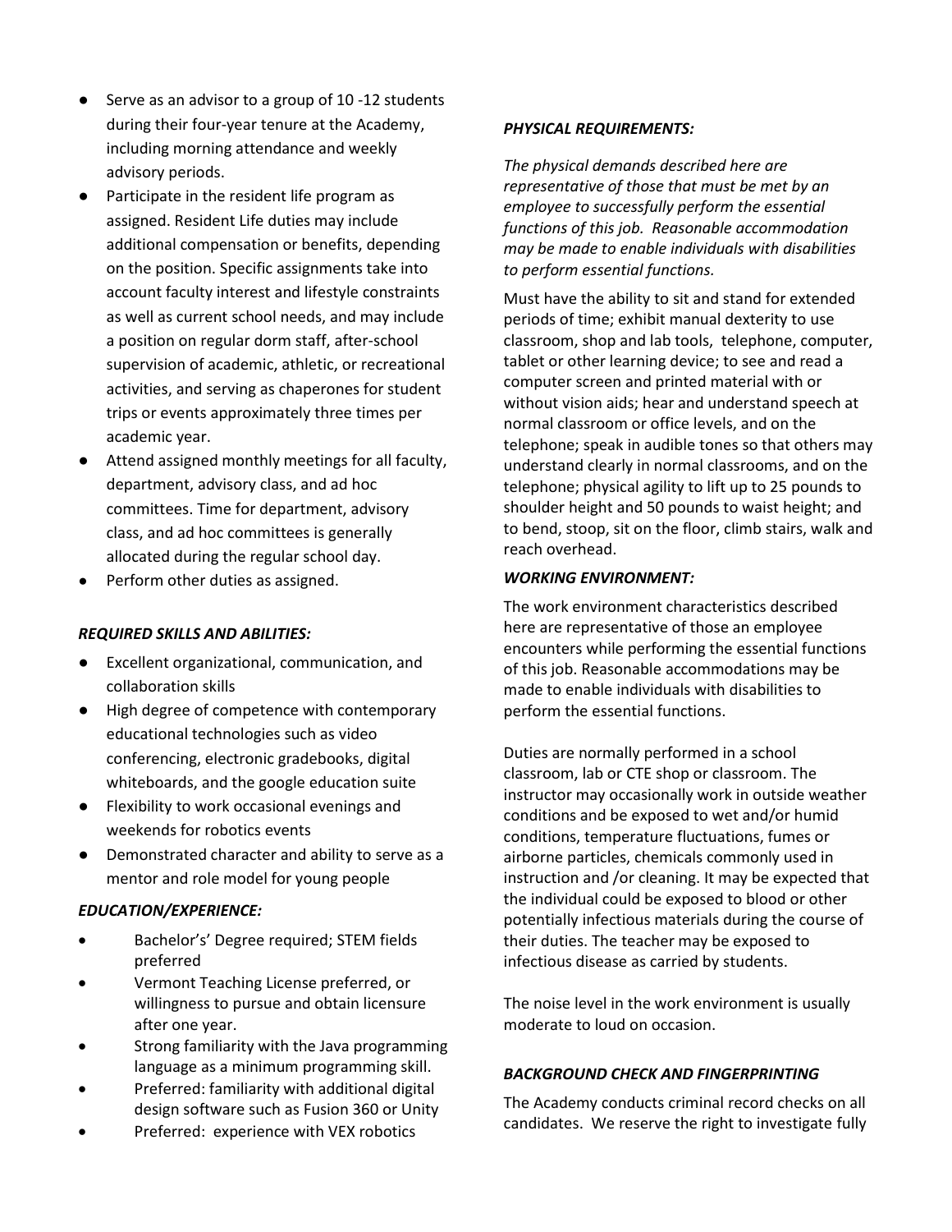- Serve as an advisor to a group of 10 -12 students during their four-year tenure at the Academy, including morning attendance and weekly advisory periods.
- Participate in the resident life program as assigned. Resident Life duties may include additional compensation or benefits, depending on the position. Specific assignments take into account faculty interest and lifestyle constraints as well as current school needs, and may include a position on regular dorm staff, after-school supervision of academic, athletic, or recreational activities, and serving as chaperones for student trips or events approximately three times per academic year.
- Attend assigned monthly meetings for all faculty, department, advisory class, and ad hoc committees. Time for department, advisory class, and ad hoc committees is generally allocated during the regular school day.
- Perform other duties as assigned.

***REQUIRED SKILLS AND ABILITIES:***

- Excellent organizational, communication, and collaboration skills
- High degree of competence with contemporary educational technologies such as video conferencing, electronic gradebooks, digital whiteboards, and the google education suite
- Flexibility to work occasional evenings and weekends for robotics events
- Demonstrated character and ability to serve as a mentor and role model for young people

***EDUCATION/EXPERIENCE:***

- Bachelor's' Degree required; STEM fields preferred
- Vermont Teaching License preferred, or willingness to pursue and obtain licensure after one year.
- Strong familiarity with the Java programming language as a minimum programming skill.
- Preferred: familiarity with additional digital design software such as Fusion 360 or Unity
- Preferred: experience with VEX robotics

***PHYSICAL REQUIREMENTS:***

*The physical demands described here are representative of those that must be met by an employee to successfully perform the essential functions of this job. Reasonable accommodation may be made to enable individuals with disabilities to perform essential functions.*

Must have the ability to sit and stand for extended periods of time; exhibit manual dexterity to use classroom, shop and lab tools, telephone, computer, tablet or other learning device; to see and read a computer screen and printed material with or without vision aids; hear and understand speech at normal classroom or office levels, and on the telephone; speak in audible tones so that others may understand clearly in normal classrooms, and on the telephone; physical agility to lift up to 25 pounds to shoulder height and 50 pounds to waist height; and to bend, stoop, sit on the floor, climb stairs, walk and reach overhead.

***WORKING ENVIRONMENT:***

The work environment characteristics described here are representative of those an employee encounters while performing the essential functions of this job. Reasonable accommodations may be made to enable individuals with disabilities to perform the essential functions.

Duties are normally performed in a school classroom, lab or CTE shop or classroom. The instructor may occasionally work in outside weather conditions and be exposed to wet and/or humid conditions, temperature fluctuations, fumes or airborne particles, chemicals commonly used in instruction and /or cleaning. It may be expected that the individual could be exposed to blood or other potentially infectious materials during the course of their duties. The teacher may be exposed to infectious disease as carried by students.

The noise level in the work environment is usually moderate to loud on occasion.

***BACKGROUND CHECK AND FINGERPRINTING***

The Academy conducts criminal record checks on all candidates. We reserve the right to investigate fully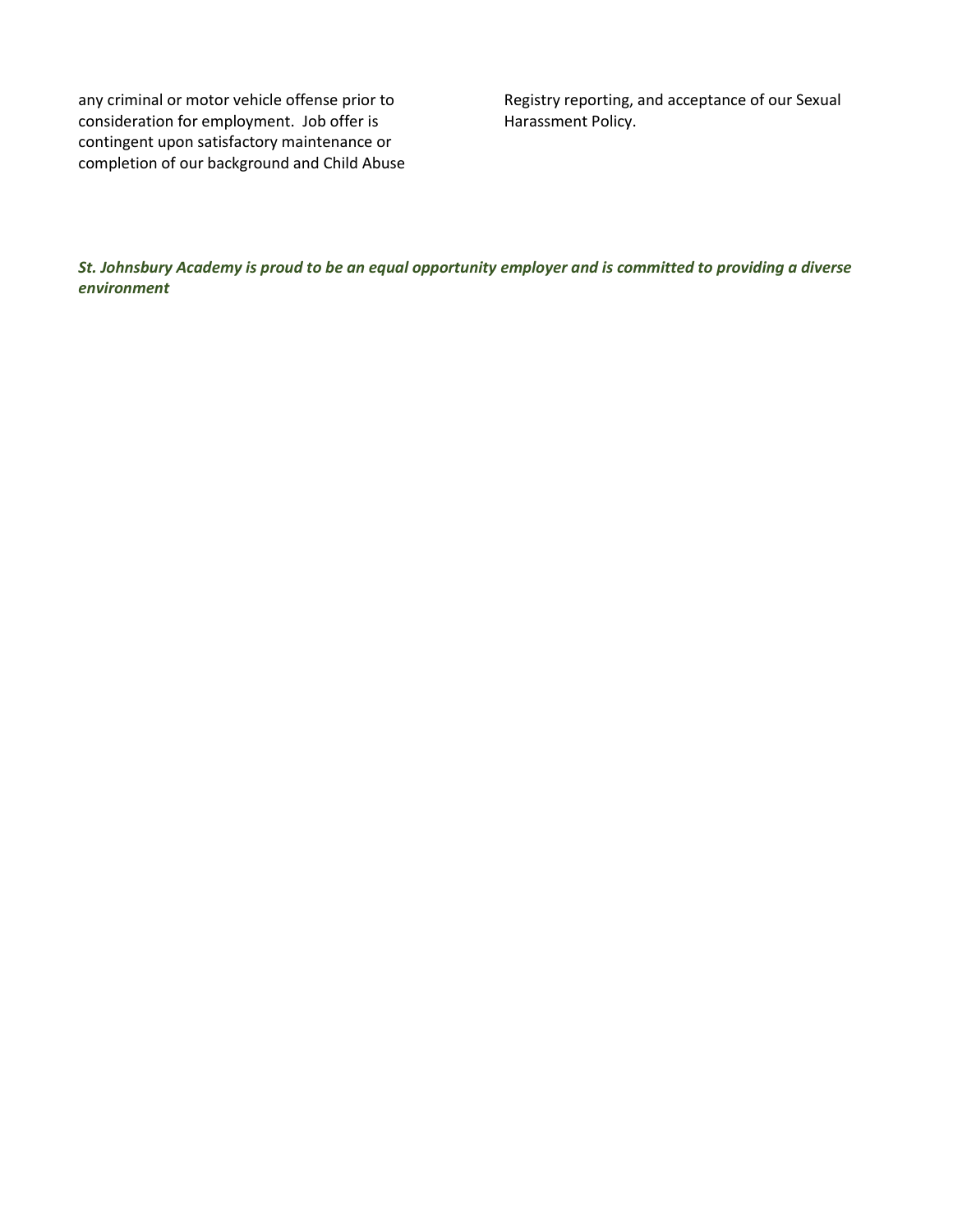any criminal or motor vehicle offense prior to consideration for employment. Job offer is contingent upon satisfactory maintenance or completion of our background and Child Abuse Registry reporting, and acceptance of our Sexual Harassment Policy.

***St. Johnsbury Academy is proud to be an equal opportunity employer and is committed to providing a diverse environment***